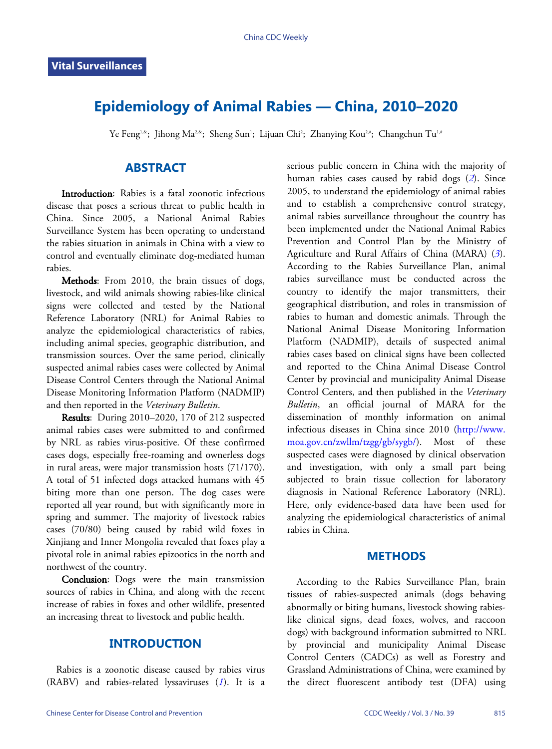Vital Surveillances

# Epidemiology of Animal Rabies — China, 2010–2020

Ye Feng[1,&]; Jihong Ma[2,&]; Sheng Sun[1]; Lijuan Chi[2]; Zhanying Kou[2,#]; Changchun Tu[1,#]

## ABSTRACT

**Introduction**: Rabies is a fatal zoonotic infectious disease that poses a serious threat to public health in China. Since 2005, a National Animal Rabies Surveillance System has been operating to understand the rabies situation in animals in China with a view to control and eventually eliminate dog-mediated human rabies.

**Methods**: From 2010, the brain tissues of dogs, livestock, and wild animals showing rabies-like clinical signs were collected and tested by the National Reference Laboratory (NRL) for Animal Rabies to analyze the epidemiological characteristics of rabies, including animal species, geographic distribution, and transmission sources. Over the same period, clinically suspected animal rabies cases were collected by Animal Disease Control Centers through the National Animal Disease Monitoring Information Platform (NADMIP) and then reported in the *Veterinary Bulletin*.

**Results**: During 2010–2020, 170 of 212 suspected animal rabies cases were submitted to and confirmed by NRL as rabies virus-positive. Of these confirmed cases dogs, especially free-roaming and ownerless dogs in rural areas, were major transmission hosts (71/170). A total of 51 infected dogs attacked humans with 45 biting more than one person. The dog cases were reported all year round, but with significantly more in spring and summer. The majority of livestock rabies cases (70/80) being caused by rabid wild foxes in Xinjiang and Inner Mongolia revealed that foxes play a pivotal role in animal rabies epizootics in the north and northwest of the country.

**Conclusion**: Dogs were the main transmission sources of rabies in China, and along with the recent increase of rabies in foxes and other wildlife, presented an increasing threat to livestock and public health.

## INTRODUCTION

Rabies is a zoonotic disease caused by rabies virus (RABV) and rabies-related lyssaviruses (*1*). It is a serious public concern in China with the majority of human rabies cases caused by rabid dogs (*2*). Since 2005, to understand the epidemiology of animal rabies and to establish a comprehensive control strategy, animal rabies surveillance throughout the country has been implemented under the National Animal Rabies Prevention and Control Plan by the Ministry of Agriculture and Rural Affairs of China (MARA) (*3*). According to the Rabies Surveillance Plan, animal rabies surveillance must be conducted across the country to identify the major transmitters, their geographical distribution, and roles in transmission of rabies to human and domestic animals. Through the National Animal Disease Monitoring Information Platform (NADMIP), details of suspected animal rabies cases based on clinical signs have been collected and reported to the China Animal Disease Control Center by provincial and municipality Animal Disease Control Centers, and then published in the *Veterinary Bulletin*, an official journal of MARA for the dissemination of monthly information on animal infectious diseases in China since 2010 (http://www.moa.gov.cn/zwllm/tzgg/gb/sygb/). Most of these suspected cases were diagnosed by clinical observation and investigation, with only a small part being subjected to brain tissue collection for laboratory diagnosis in National Reference Laboratory (NRL). Here, only evidence-based data have been used for analyzing the epidemiological characteristics of animal rabies in China.

## METHODS

According to the Rabies Surveillance Plan, brain tissues of rabies-suspected animals (dogs behaving abnormally or biting humans, livestock showing rabies-like clinical signs, dead foxes, wolves, and raccoon dogs) with background information submitted to NRL by provincial and municipality Animal Disease Control Centers (CADCs) as well as Forestry and Grassland Administrations of China, were examined by the direct fluorescent antibody test (DFA) using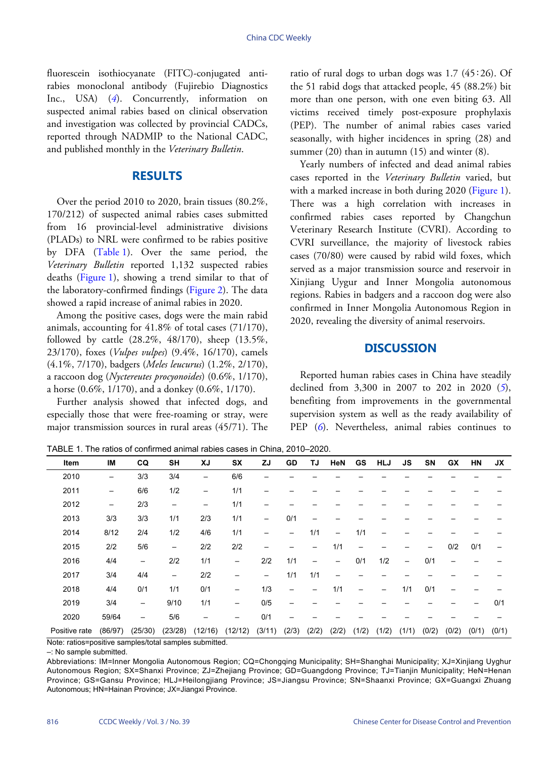fluorescein isothiocyanate (FITC)-conjugated anti-rabies monoclonal antibody (Fujirebio Diagnostics Inc., USA) (*4*). Concurrently, information on suspected animal rabies based on clinical observation and investigation was collected by provincial CADCs, reported through NADMIP to the National CADC, and published monthly in the *Veterinary Bulletin*.

## RESULTS

Over the period 2010 to 2020, brain tissues (80.2%, 170/212) of suspected animal rabies cases submitted from 16 provincial-level administrative divisions (PLADs) to NRL were confirmed to be rabies positive by DFA (Table 1). Over the same period, the *Veterinary Bulletin* reported 1,132 suspected rabies deaths (Figure 1), showing a trend similar to that of the laboratory-confirmed findings (Figure 2). The data showed a rapid increase of animal rabies in 2020.

Among the positive cases, dogs were the main rabid animals, accounting for 41.8% of total cases (71/170), followed by cattle (28.2%, 48/170), sheep (13.5%, 23/170), foxes (*Vulpes vulpes*) (9.4%, 16/170), camels (4.1%, 7/170), badgers (*Meles leucurus*) (1.2%, 2/170), a raccoon dog (*Nyctereutes procyonoides*) (0.6%, 1/170), a horse (0.6%, 1/170), and a donkey (0.6%, 1/170).

Further analysis showed that infected dogs, and especially those that were free-roaming or stray, were major transmission sources in rural areas (45/71). The ratio of rural dogs to urban dogs was 1.7 (45∶26). Of the 51 rabid dogs that attacked people, 45 (88.2%) bit more than one person, with one even biting 63. All victims received timely post-exposure prophylaxis (PEP). The number of animal rabies cases varied seasonally, with higher incidences in spring (28) and summer (20) than in autumn (15) and winter (8).

Yearly numbers of infected and dead animal rabies cases reported in the *Veterinary Bulletin* varied, but with a marked increase in both during 2020 (Figure 1). There was a high correlation with increases in confirmed rabies cases reported by Changchun Veterinary Research Institute (CVRI). According to CVRI surveillance, the majority of livestock rabies cases (70/80) were caused by rabid wild foxes, which served as a major transmission source and reservoir in Xinjiang Uygur and Inner Mongolia autonomous regions. Rabies in badgers and a raccoon dog were also confirmed in Inner Mongolia Autonomous Region in 2020, revealing the diversity of animal reservoirs.

## DISCUSSION

Reported human rabies cases in China have steadily declined from 3,300 in 2007 to 202 in 2020 (*5*), benefiting from improvements in the governmental supervision system as well as the ready availability of PEP (*6*). Nevertheless, animal rabies continues to

TABLE 1. The ratios of confirmed animal rabies cases in China, 2010–2020.

| Item | IM | CQ | SH | XJ | SX | ZJ | GD | TJ | HeN | GS | HLJ | JS | SN | GX | HN | JX |
|---|---|---|---|---|---|---|---|---|---|---|---|---|---|---|---|---|
| 2010 | – | 3/3 | 3/4 | – | 6/6 | – | – | – | – | – | – | – | – | – | – | – |
| 2011 | – | 6/6 | 1/2 | – | 1/1 | – | – | – | – | – | – | – | – | – | – | – |
| 2012 | – | 2/3 | – | – | 1/1 | – | – | – | – | – | – | – | – | – | – | – |
| 2013 | 3/3 | 3/3 | 1/1 | 2/3 | 1/1 | – | 0/1 | – | – | – | – | – | – | – | – | – |
| 2014 | 8/12 | 2/4 | 1/2 | 4/6 | 1/1 | – | – | 1/1 | – | 1/1 | – | – | – | – | – | – |
| 2015 | 2/2 | 5/6 | – | 2/2 | 2/2 | – | – | – | 1/1 | – | – | – | – | 0/2 | 0/1 | – |
| 2016 | 4/4 | – | 2/2 | 1/1 | – | 2/2 | 1/1 | – | – | 0/1 | 1/2 | – | 0/1 | – | – | – |
| 2017 | 3/4 | 4/4 | – | 2/2 | – | – | 1/1 | 1/1 | – | – | – | – | – | – | – | – |
| 2018 | 4/4 | 0/1 | 1/1 | 0/1 | – | 1/3 | – | – | 1/1 | – | – | 1/1 | 0/1 | – | – | – |
| 2019 | 3/4 | – | 9/10 | 1/1 | – | 0/5 | – | – | – | – | – | – | – | – | – | 0/1 |
| 2020 | 59/64 | – | 5/6 | – | – | 0/1 | – | – | – | – | – | – | – | – | – | – |
| Positive rate | (86/97) | (25/30) | (23/28) | (12/16) | (12/12) | (3/11) | (2/3) | (2/2) | (2/2) | (1/2) | (1/2) | (1/1) | (0/2) | (0/2) | (0/1) | (0/1) |

Note: ratios=positive samples/total samples submitted.

–: No sample submitted.

Abbreviations: IM=Inner Mongolia Autonomous Region; CQ=Chongqing Municipality; SH=Shanghai Municipality; XJ=Xinjiang Uyghur Autonomous Region; SX=Shanxi Province; ZJ=Zhejiang Province; GD=Guangdong Province; TJ=Tianjin Municipality; HeN=Henan Province; GS=Gansu Province; HLJ=Heilongjiang Province; JS=Jiangsu Province; SN=Shaanxi Province; GX=Guangxi Zhuang Autonomous; HN=Hainan Province; JX=Jiangxi Province.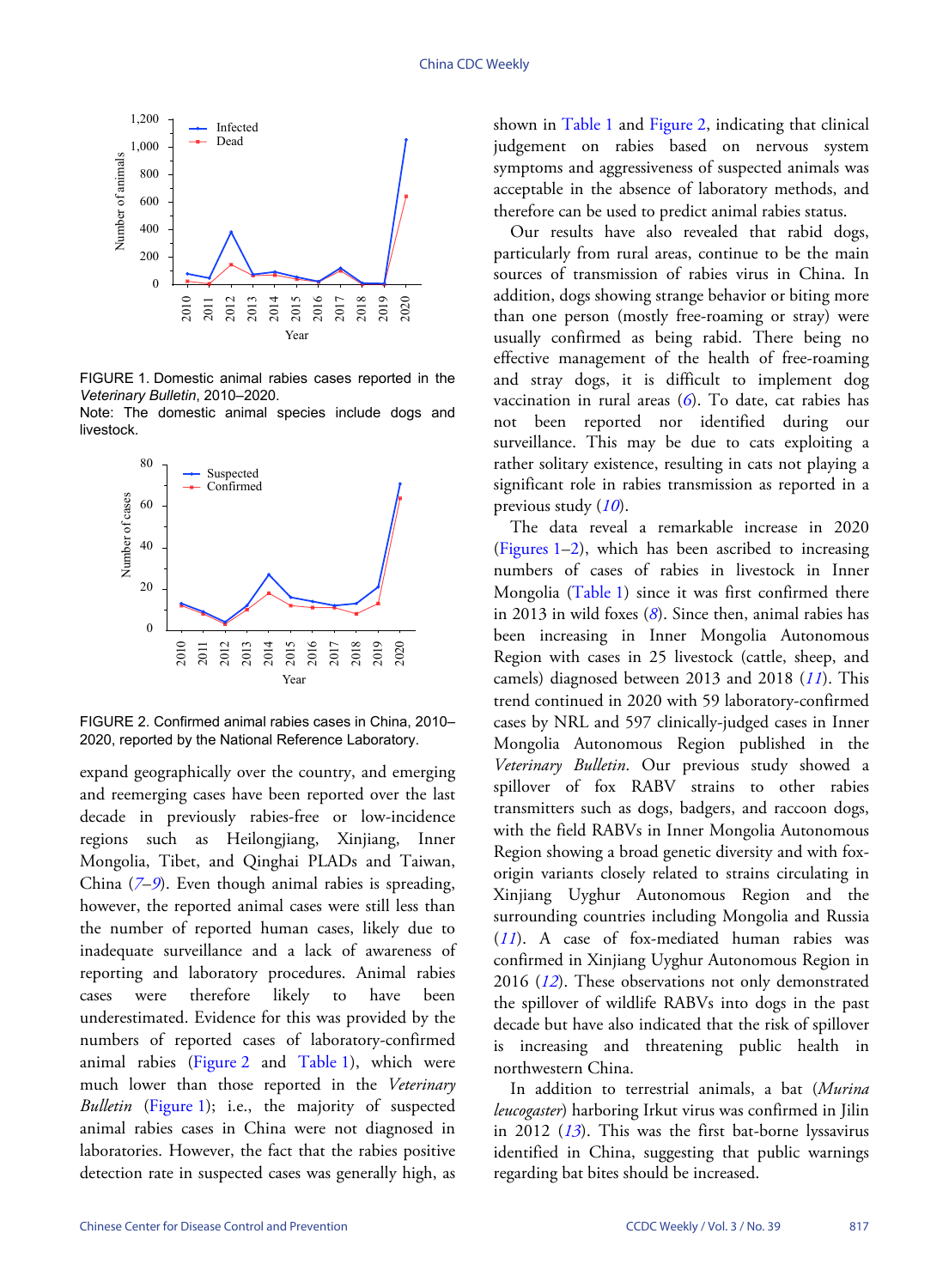FIGURE 1. Domestic animal rabies cases reported in the *Veterinary Bulletin*, 2010–2020.

Note: The domestic animal species include dogs and livestock.

FIGURE 2. Confirmed animal rabies cases in China, 2010–2020, reported by the National Reference Laboratory.

expand geographically over the country, and emerging and reemerging cases have been reported over the last decade in previously rabies-free or low-incidence regions such as Heilongjiang, Xinjiang, Inner Mongolia, Tibet, and Qinghai PLADs and Taiwan, China (*7*–*9*). Even though animal rabies is spreading, however, the reported animal cases were still less than the number of reported human cases, likely due to inadequate surveillance and a lack of awareness of reporting and laboratory procedures. Animal rabies cases were therefore likely to have been underestimated. Evidence for this was provided by the numbers of reported cases of laboratory-confirmed animal rabies (Figure 2 and Table 1), which were much lower than those reported in the *Veterinary Bulletin* (Figure 1); i.e., the majority of suspected animal rabies cases in China were not diagnosed in laboratories. However, the fact that the rabies positive detection rate in suspected cases was generally high, as shown in Table 1 and Figure 2, indicating that clinical judgement on rabies based on nervous system symptoms and aggressiveness of suspected animals was acceptable in the absence of laboratory methods, and therefore can be used to predict animal rabies status.

Our results have also revealed that rabid dogs, particularly from rural areas, continue to be the main sources of transmission of rabies virus in China. In addition, dogs showing strange behavior or biting more than one person (mostly free-roaming or stray) were usually confirmed as being rabid. There being no effective management of the health of free-roaming and stray dogs, it is difficult to implement dog vaccination in rural areas (*6*). To date, cat rabies has not been reported nor identified during our surveillance. This may be due to cats exploiting a rather solitary existence, resulting in cats not playing a significant role in rabies transmission as reported in a previous study (*10*).

The data reveal a remarkable increase in 2020 (Figures 1–2), which has been ascribed to increasing numbers of cases of rabies in livestock in Inner Mongolia (Table 1) since it was first confirmed there in 2013 in wild foxes (*8*). Since then, animal rabies has been increasing in Inner Mongolia Autonomous Region with cases in 25 livestock (cattle, sheep, and camels) diagnosed between 2013 and 2018 (*11*). This trend continued in 2020 with 59 laboratory-confirmed cases by NRL and 597 clinically-judged cases in Inner Mongolia Autonomous Region published in the *Veterinary Bulletin*. Our previous study showed a spillover of fox RABV strains to other rabies transmitters such as dogs, badgers, and raccoon dogs, with the field RABVs in Inner Mongolia Autonomous Region showing a broad genetic diversity and with fox-origin variants closely related to strains circulating in Xinjiang Uyghur Autonomous Region and the surrounding countries including Mongolia and Russia (*11*). A case of fox-mediated human rabies was confirmed in Xinjiang Uyghur Autonomous Region in 2016 (*12*). These observations not only demonstrated the spillover of wildlife RABVs into dogs in the past decade but have also indicated that the risk of spillover is increasing and threatening public health in northwestern China.

In addition to terrestrial animals, a bat (*Murina leucogaster*) harboring Irkut virus was confirmed in Jilin in 2012 (*13*). This was the first bat-borne lyssavirus identified in China, suggesting that public warnings regarding bat bites should be increased.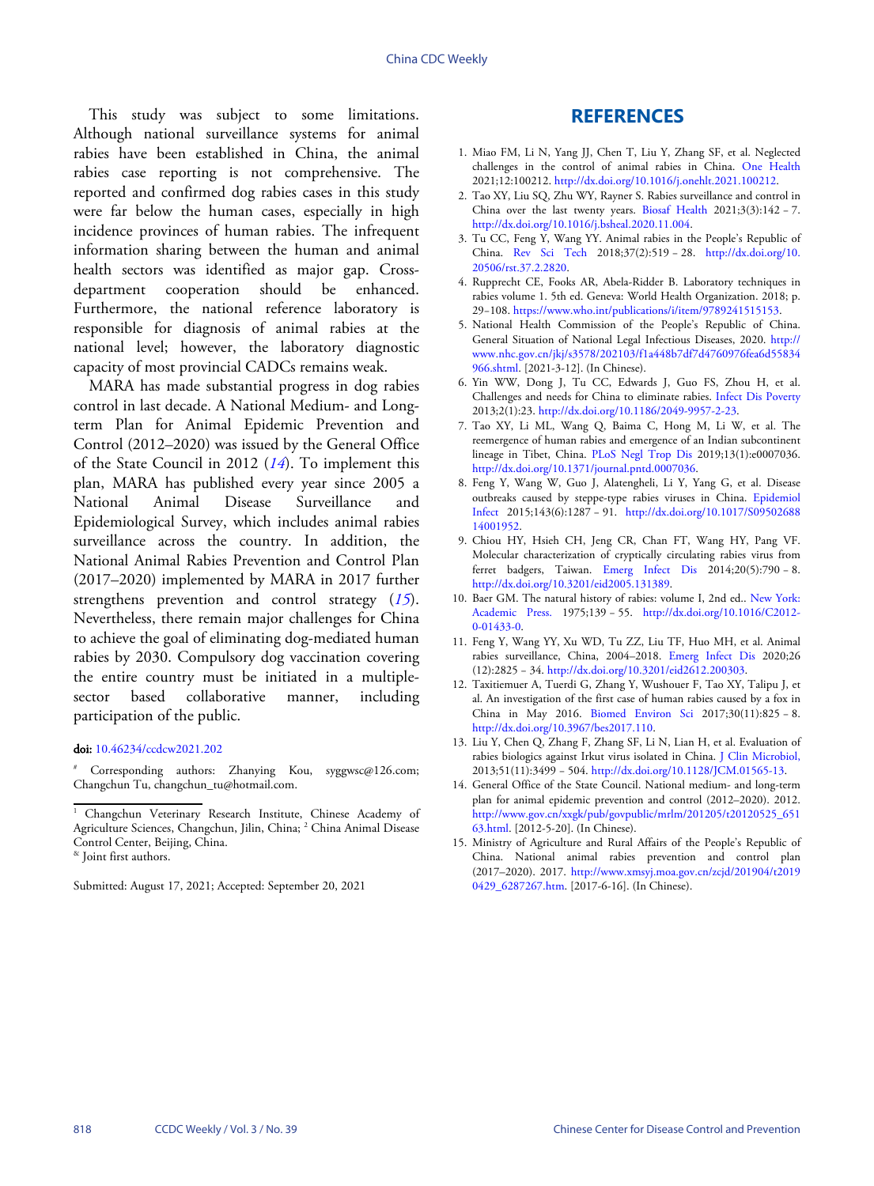This study was subject to some limitations. Although national surveillance systems for animal rabies have been established in China, the animal rabies case reporting is not comprehensive. The reported and confirmed dog rabies cases in this study were far below the human cases, especially in high incidence provinces of human rabies. The infrequent information sharing between the human and animal health sectors was identified as major gap. Cross-department cooperation should be enhanced. Furthermore, the national reference laboratory is responsible for diagnosis of animal rabies at the national level; however, the laboratory diagnostic capacity of most provincial CADCs remains weak.

MARA has made substantial progress in dog rabies control in last decade. A National Medium- and Long-term Plan for Animal Epidemic Prevention and Control (2012–2020) was issued by the General Office of the State Council in 2012 (*14*). To implement this plan, MARA has published every year since 2005 a National Animal Disease Surveillance and Epidemiological Survey, which includes animal rabies surveillance across the country. In addition, the National Animal Rabies Prevention and Control Plan (2017–2020) implemented by MARA in 2017 further strengthens prevention and control strategy (*15*). Nevertheless, there remain major challenges for China to achieve the goal of eliminating dog-mediated human rabies by 2030. Compulsory dog vaccination covering the entire country must be initiated in a multiple-sector based collaborative manner, including participation of the public.

**doi:** 10.46234/ccdcw2021.202

[#] Corresponding authors: Zhanying Kou, syggwsc@126.com; Changchun Tu, changchun_tu@hotmail.com.

[1] Changchun Veterinary Research Institute, Chinese Academy of Agriculture Sciences, Changchun, Jilin, China; [2] China Animal Disease Control Center, Beijing, China.
[&] Joint first authors.

Submitted: August 17, 2021; Accepted: September 20, 2021

## REFERENCES

1. Miao FM, Li N, Yang JJ, Chen T, Liu Y, Zhang SF, et al. Neglected challenges in the control of animal rabies in China. One Health 2021;12:100212. http://dx.doi.org/10.1016/j.onehlt.2021.100212.
2. Tao XY, Liu SQ, Zhu WY, Rayner S. Rabies surveillance and control in China over the last twenty years. Biosaf Health 2021;3(3):142 – 7. http://dx.doi.org/10.1016/j.bsheal.2020.11.004.
3. Tu CC, Feng Y, Wang YY. Animal rabies in the People's Republic of China. Rev Sci Tech 2018;37(2):519 – 28. http://dx.doi.org/10.20506/rst.37.2.2820.
4. Rupprecht CE, Fooks AR, Abela-Ridder B. Laboratory techniques in rabies volume 1. 5th ed. Geneva: World Health Organization. 2018; p. 29–108. https://www.who.int/publications/i/item/9789241515153.
5. National Health Commission of the People's Republic of China. General Situation of National Legal Infectious Diseases, 2020. http://www.nhc.gov.cn/jkj/s3578/202103/f1a448b7df7d4760976fea6d55834966.shtml. [2021-3-12]. (In Chinese).
6. Yin WW, Dong J, Tu CC, Edwards J, Guo FS, Zhou H, et al. Challenges and needs for China to eliminate rabies. Infect Dis Poverty 2013;2(1):23. http://dx.doi.org/10.1186/2049-9957-2-23.
7. Tao XY, Li ML, Wang Q, Baima C, Hong M, Li W, et al. The reemergence of human rabies and emergence of an Indian subcontinent lineage in Tibet, China. PLoS Negl Trop Dis 2019;13(1):e0007036. http://dx.doi.org/10.1371/journal.pntd.0007036.
8. Feng Y, Wang W, Guo J, Alatengheli, Li Y, Yang G, et al. Disease outbreaks caused by steppe-type rabies viruses in China. Epidemiol Infect 2015;143(6):1287 – 91. http://dx.doi.org/10.1017/S0950268814001952.
9. Chiou HY, Hsieh CH, Jeng CR, Chan FT, Wang HY, Pang VF. Molecular characterization of cryptically circulating rabies virus from ferret badgers, Taiwan. Emerg Infect Dis 2014;20(5):790 – 8. http://dx.doi.org/10.3201/eid2005.131389.
10. Baer GM. The natural history of rabies: volume I, 2nd ed.. New York: Academic Press. 1975;139 – 55. http://dx.doi.org/10.1016/C2012-0-01433-0.
11. Feng Y, Wang YY, Xu WD, Tu ZZ, Liu TF, Huo MH, et al. Animal rabies surveillance, China, 2004–2018. Emerg Infect Dis 2020;26(12):2825 – 34. http://dx.doi.org/10.3201/eid2612.200303.
12. Taxitiemuer A, Tuerdi G, Zhang Y, Wushouer F, Tao XY, Talipu J, et al. An investigation of the first case of human rabies caused by a fox in China in May 2016. Biomed Environ Sci 2017;30(11):825 – 8. http://dx.doi.org/10.3967/bes2017.110.
13. Liu Y, Chen Q, Zhang F, Zhang SF, Li N, Lian H, et al. Evaluation of rabies biologics against Irkut virus isolated in China. J Clin Microbiol, 2013;51(11):3499 – 504. http://dx.doi.org/10.1128/JCM.01565-13.
14. General Office of the State Council. National medium- and long-term plan for animal epidemic prevention and control (2012–2020). 2012. http://www.gov.cn/xxgk/pub/govpublic/mrlm/201205/t20120525_65163.html. [2012-5-20]. (In Chinese).
15. Ministry of Agriculture and Rural Affairs of the People's Republic of China. National animal rabies prevention and control plan (2017–2020). 2017. http://www.xmsyj.moa.gov.cn/zcjd/201904/t20190429_6287267.htm. [2017-6-16]. (In Chinese).